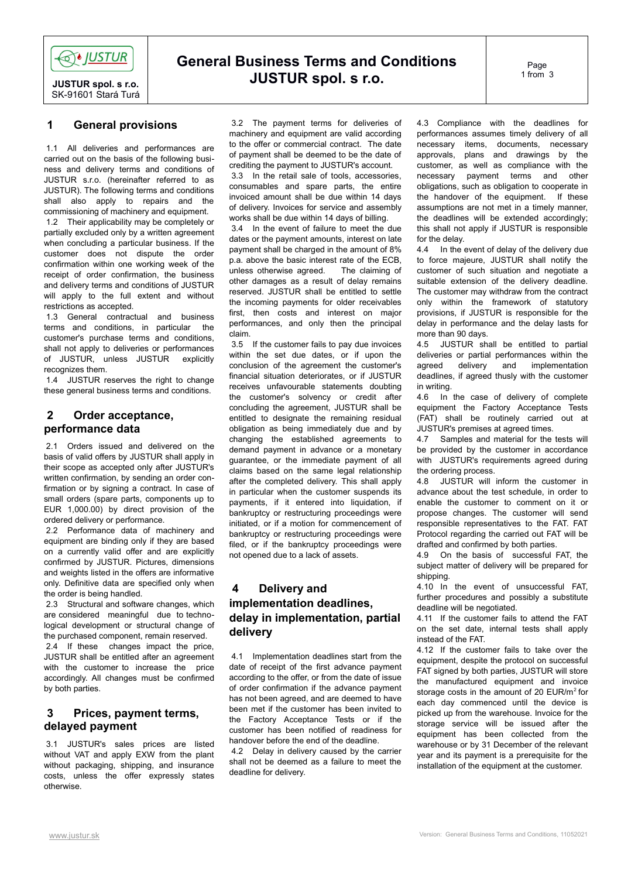# General Business Terms and Conditions JUSTUR spol. s r.o.

JUSTUR spol. s r.o.
SK-91601 Stará Turá

## 1 General provisions

1.1 All deliveries and performances are carried out on the basis of the following business and delivery terms and conditions of JUSTUR s.r.o. (hereinafter referred to as JUSTUR). The following terms and conditions shall also apply to repairs and the commissioning of machinery and equipment.

1.2 Their applicability may be completely or partially excluded only by a written agreement when concluding a particular business. If the customer does not dispute the order confirmation within one working week of the receipt of order confirmation, the business and delivery terms and conditions of JUSTUR will apply to the full extent and without restrictions as accepted.

1.3 General contractual and business terms and conditions, in particular the customer's purchase terms and conditions, shall not apply to deliveries or performances of JUSTUR, unless JUSTUR explicitly recognizes them.

1.4 JUSTUR reserves the right to change these general business terms and conditions.

## 2 Order acceptance, performance data

2.1 Orders issued and delivered on the basis of valid offers by JUSTUR shall apply in their scope as accepted only after JUSTUR's written confirmation, by sending an order confirmation or by signing a contract. In case of small orders (spare parts, components up to EUR 1,000.00) by direct provision of the ordered delivery or performance.

2.2 Performance data of machinery and equipment are binding only if they are based on a currently valid offer and are explicitly confirmed by JUSTUR. Pictures, dimensions and weights listed in the offers are informative only. Definitive data are specified only when the order is being handled.

2.3 Structural and software changes, which are considered meaningful due to technological development or structural change of the purchased component, remain reserved.

2.4 If these changes impact the price, JUSTUR shall be entitled after an agreement with the customer to increase the price accordingly. All changes must be confirmed by both parties.

## 3 Prices, payment terms, delayed payment

3.1 JUSTUR's sales prices are listed without VAT and apply EXW from the plant without packaging, shipping, and insurance costs, unless the offer expressly states otherwise.

3.2 The payment terms for deliveries of machinery and equipment are valid according to the offer or commercial contract. The date of payment shall be deemed to be the date of crediting the payment to JUSTUR's account.

3.3 In the retail sale of tools, accessories, consumables and spare parts, the entire invoiced amount shall be due within 14 days of delivery. Invoices for service and assembly works shall be due within 14 days of billing.

3.4 In the event of failure to meet the due dates or the payment amounts, interest on late payment shall be charged in the amount of 8% p.a. above the basic interest rate of the ECB, unless otherwise agreed. The claiming of other damages as a result of delay remains reserved. JUSTUR shall be entitled to settle the incoming payments for older receivables first, then costs and interest on major performances, and only then the principal claim.

3.5 If the customer fails to pay due invoices within the set due dates, or if upon the conclusion of the agreement the customer's financial situation deteriorates, or if JUSTUR receives unfavourable statements doubting the customer's solvency or credit after concluding the agreement, JUSTUR shall be entitled to designate the remaining residual obligation as being immediately due and by changing the established agreements to demand payment in advance or a monetary guarantee, or the immediate payment of all claims based on the same legal relationship after the completed delivery. This shall apply in particular when the customer suspends its payments, if it entered into liquidation, if bankruptcy or restructuring proceedings were initiated, or if a motion for commencement of bankruptcy or restructuring proceedings were filed, or if the bankruptcy proceedings were not opened due to a lack of assets.

## 4 Delivery and implementation deadlines, delay in implementation, partial delivery

4.1 Implementation deadlines start from the date of receipt of the first advance payment according to the offer, or from the date of issue of order confirmation if the advance payment has not been agreed, and are deemed to have been met if the customer has been invited to the Factory Acceptance Tests or if the customer has been notified of readiness for handover before the end of the deadline.

4.2 Delay in delivery caused by the carrier shall not be deemed as a failure to meet the deadline for delivery.

4.3 Compliance with the deadlines for performances assumes timely delivery of all necessary items, documents, necessary approvals, plans and drawings by the customer, as well as compliance with the necessary payment terms and other obligations, such as obligation to cooperate in the handover of the equipment. If these assumptions are not met in a timely manner, the deadlines will be extended accordingly; this shall not apply if JUSTUR is responsible for the delay.

4.4 In the event of delay of the delivery due to force majeure, JUSTUR shall notify the customer of such situation and negotiate a suitable extension of the delivery deadline. The customer may withdraw from the contract only within the framework of statutory provisions, if JUSTUR is responsible for the delay in performance and the delay lasts for more than 90 days.

4.5 JUSTUR shall be entitled to partial deliveries or partial performances within the agreed delivery and implementation deadlines, if agreed thusly with the customer in writing.

4.6 In the case of delivery of complete equipment the Factory Acceptance Tests (FAT) shall be routinely carried out at JUSTUR's premises at agreed times.

4.7 Samples and material for the tests will be provided by the customer in accordance with JUSTUR's requirements agreed during the ordering process.

4.8 JUSTUR will inform the customer in advance about the test schedule, in order to enable the customer to comment on it or propose changes. The customer will send responsible representatives to the FAT. FAT Protocol regarding the carried out FAT will be drafted and confirmed by both parties.

4.9 On the basis of successful FAT, the subject matter of delivery will be prepared for shipping.

4.10 In the event of unsuccessful FAT, further procedures and possibly a substitute deadline will be negotiated.

4.11 If the customer fails to attend the FAT on the set date, internal tests shall apply instead of the FAT.

4.12 If the customer fails to take over the equipment, despite the protocol on successful FAT signed by both parties, JUSTUR will store the manufactured equipment and invoice storage costs in the amount of 20 EUR/m$^2$ for each day commenced until the device is picked up from the warehouse. Invoice for the storage service will be issued after the equipment has been collected from the warehouse or by 31 December of the relevant year and its payment is a prerequisite for the installation of the equipment at the customer.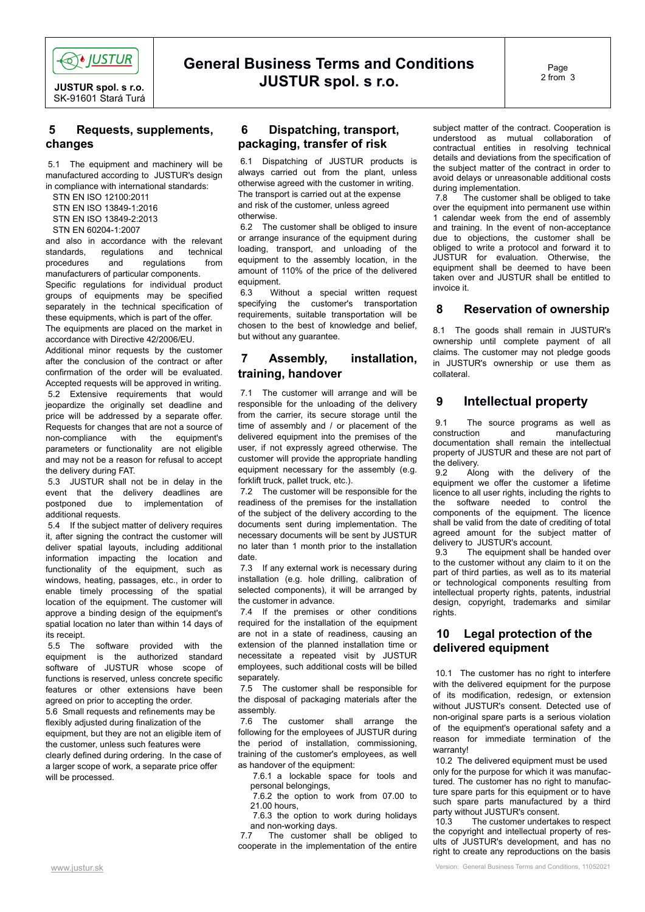## 5 Requests, supplements, changes

5.1 The equipment and machinery will be manufactured according to JUSTUR's design in compliance with international standards:

STN EN ISO 12100:2011
STN EN ISO 13849-1:2016
STN EN ISO 13849-2:2013
STN EN 60204-1:2007

and also in accordance with the relevant standards, regulations and technical procedures and regulations from manufacturers of particular components.

Specific regulations for individual product groups of equipments may be specified separately in the technical specification of these equipments, which is part of the offer.

The equipments are placed on the market in accordance with Directive 42/2006/EU.

Additional minor requests by the customer after the conclusion of the contract or after confirmation of the order will be evaluated. Accepted requests will be approved in writing.

5.2 Extensive requirements that would jeopardize the originally set deadline and price will be addressed by a separate offer. Requests for changes that are not a source of non-compliance with the equipment's parameters or functionality are not eligible and may not be a reason for refusal to accept the delivery during FAT.

5.3 JUSTUR shall not be in delay in the event that the delivery deadlines are postponed due to implementation of additional requests.

5.4 If the subject matter of delivery requires it, after signing the contract the customer will deliver spatial layouts, including additional information impacting the location and functionality of the equipment, such as windows, heating, passages, etc., in order to enable timely processing of the spatial location of the equipment. The customer will approve a binding design of the equipment's spatial location no later than within 14 days of its receipt.

5.5 The software provided with the equipment is the authorized standard software of JUSTUR whose scope of functions is reserved, unless concrete specific features or other extensions have been agreed on prior to accepting the order.

5.6 Small requests and refinements may be flexibly adjusted during finalization of the equipment, but they are not an eligible item of the customer, unless such features were clearly defined during ordering. In the case of a larger scope of work, a separate price offer will be processed.

## 6 Dispatching, transport, packaging, transfer of risk

6.1 Dispatching of JUSTUR products is always carried out from the plant, unless otherwise agreed with the customer in writing. The transport is carried out at the expense and risk of the customer, unless agreed otherwise.

6.2 The customer shall be obliged to insure or arrange insurance of the equipment during loading, transport, and unloading of the equipment to the assembly location, in the amount of 110% of the price of the delivered equipment.

6.3 Without a special written request specifying the customer's transportation requirements, suitable transportation will be chosen to the best of knowledge and belief, but without any guarantee.

## 7 Assembly, installation, training, handover

7.1 The customer will arrange and will be responsible for the unloading of the delivery from the carrier, its secure storage until the time of assembly and / or placement of the delivered equipment into the premises of the user, if not expressly agreed otherwise. The customer will provide the appropriate handling equipment necessary for the assembly (e.g. forklift truck, pallet truck, etc.).

7.2 The customer will be responsible for the readiness of the premises for the installation of the subject of the delivery according to the documents sent during implementation. The necessary documents will be sent by JUSTUR no later than 1 month prior to the installation date.

7.3 If any external work is necessary during installation (e.g. hole drilling, calibration of selected components), it will be arranged by the customer in advance.

7.4 If the premises or other conditions required for the installation of the equipment are not in a state of readiness, causing an extension of the planned installation time or necessitate a repeated visit by JUSTUR employees, such additional costs will be billed separately.

7.5 The customer shall be responsible for the disposal of packaging materials after the assembly.

7.6 The customer shall arrange the following for the employees of JUSTUR during the period of installation, commissioning, training of the customer's employees, as well as handover of the equipment:

7.6.1 a lockable space for tools and personal belongings,

7.6.2 the option to work from 07.00 to 21.00 hours,

7.6.3 the option to work during holidays and non-working days.

7.7 The customer shall be obliged to cooperate in the implementation of the entire subject matter of the contract. Cooperation is understood as mutual collaboration of contractual entities in resolving technical details and deviations from the specification of the subject matter of the contract in order to avoid delays or unreasonable additional costs during implementation.

7.8 The customer shall be obliged to take over the equipment into permanent use within 1 calendar week from the end of assembly and training. In the event of non-acceptance due to objections, the customer shall be obliged to write a protocol and forward it to JUSTUR for evaluation. Otherwise, the equipment shall be deemed to have been taken over and JUSTUR shall be entitled to invoice it.

## 8 Reservation of ownership

8.1 The goods shall remain in JUSTUR's ownership until complete payment of all claims. The customer may not pledge goods in JUSTUR's ownership or use them as collateral.

## 9 Intellectual property

9.1 The source programs as well as construction and manufacturing documentation shall remain the intellectual property of JUSTUR and these are not part of the delivery.

9.2 Along with the delivery of the equipment we offer the customer a lifetime licence to all user rights, including the rights to the software needed to control the components of the equipment. The licence shall be valid from the date of crediting of total agreed amount for the subject matter of delivery to JUSTUR's account.

9.3 The equipment shall be handed over to the customer without any claim to it on the part of third parties, as well as to its material or technological components resulting from intellectual property rights, patents, industrial design, copyright, trademarks and similar rights.

## 10 Legal protection of the delivered equipment

10.1 The customer has no right to interfere with the delivered equipment for the purpose of its modification, redesign, or extension without JUSTUR's consent. Detected use of non-original spare parts is a serious violation of the equipment's operational safety and a reason for immediate termination of the warranty!

10.2 The delivered equipment must be used only for the purpose for which it was manufactured. The customer has no right to manufacture spare parts for this equipment or to have such spare parts manufactured by a third party without JUSTUR's consent.

10.3 The customer undertakes to respect the copyright and intellectual property of results of JUSTUR's development, and has no right to create any reproductions on the basis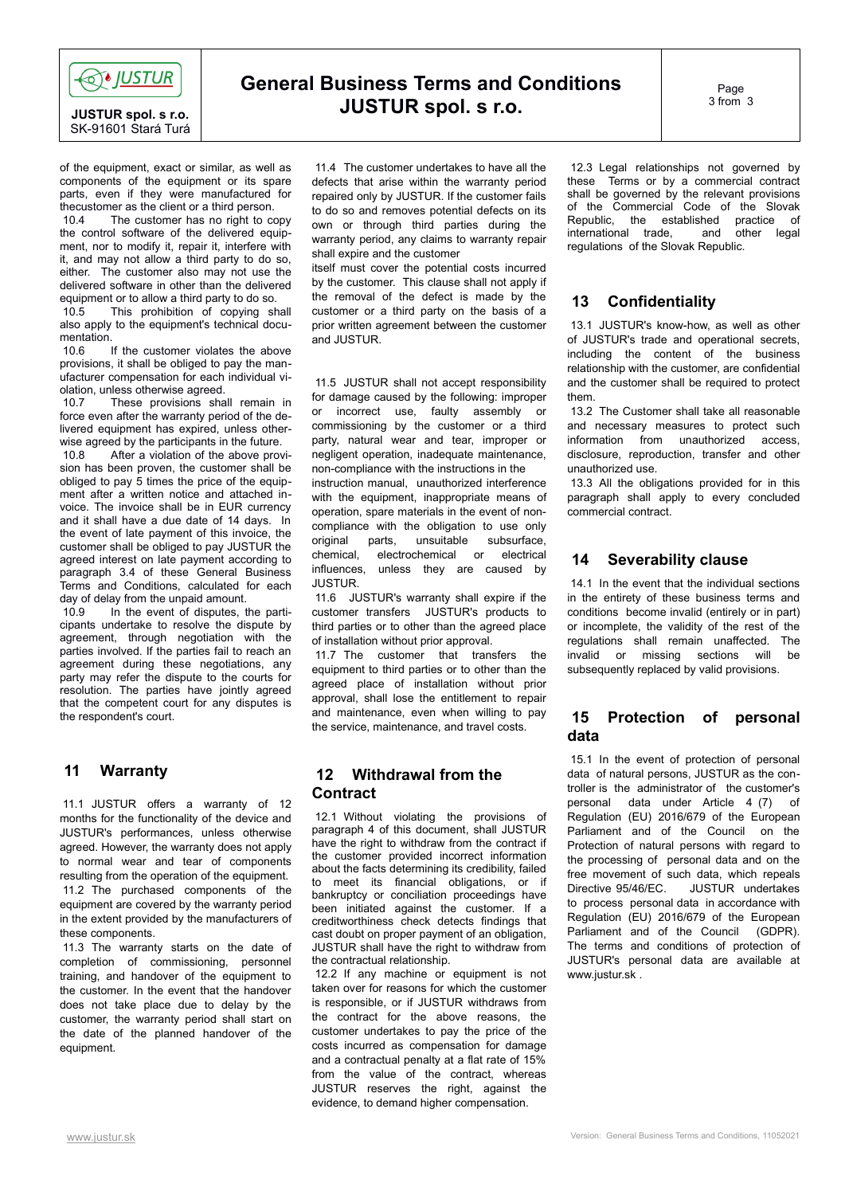of the equipment, exact or similar, as well as components of the equipment or its spare parts, even if they were manufactured for thecustomer as the client or a third person.

10.4 The customer has no right to copy the control software of the delivered equipment, nor to modify it, repair it, interfere with it, and may not allow a third party to do so, either. The customer also may not use the delivered software in other than the delivered equipment or to allow a third party to do so.

10.5 This prohibition of copying shall also apply to the equipment's technical documentation.

10.6 If the customer violates the above provisions, it shall be obliged to pay the manufacturer compensation for each individual violation, unless otherwise agreed.

10.7 These provisions shall remain in force even after the warranty period of the delivered equipment has expired, unless otherwise agreed by the participants in the future.

10.8 After a violation of the above provision has been proven, the customer shall be obliged to pay 5 times the price of the equipment after a written notice and attached invoice. The invoice shall be in EUR currency and it shall have a due date of 14 days. In the event of late payment of this invoice, the customer shall be obliged to pay JUSTUR the agreed interest on late payment according to paragraph 3.4 of these General Business Terms and Conditions, calculated for each day of delay from the unpaid amount.

10.9 In the event of disputes, the participants undertake to resolve the dispute by agreement, through negotiation with the parties involved. If the parties fail to reach an agreement during these negotiations, any party may refer the dispute to the courts for resolution. The parties have jointly agreed that the competent court for any disputes is the respondent's court.

## 11 Warranty

11.1 JUSTUR offers a warranty of 12 months for the functionality of the device and JUSTUR's performances, unless otherwise agreed. However, the warranty does not apply to normal wear and tear of components resulting from the operation of the equipment.

11.2 The purchased components of the equipment are covered by the warranty period in the extent provided by the manufacturers of these components.

11.3 The warranty starts on the date of completion of commissioning, personnel training, and handover of the equipment to the customer. In the event that the handover does not take place due to delay by the customer, the warranty period shall start on the date of the planned handover of the equipment.

11.4 The customer undertakes to have all the defects that arise within the warranty period repaired only by JUSTUR. If the customer fails to do so and removes potential defects on its own or through third parties during the warranty period, any claims to warranty repair shall expire and the customer itself must cover the potential costs incurred by the customer. This clause shall not apply if the removal of the defect is made by the customer or a third party on the basis of a prior written agreement between the customer and JUSTUR.

11.5 JUSTUR shall not accept responsibility for damage caused by the following: improper or incorrect use, faulty assembly or commissioning by the customer or a third party, natural wear and tear, improper or negligent operation, inadequate maintenance, non-compliance with the instructions in the instruction manual, unauthorized interference with the equipment, inappropriate means of operation, spare materials in the event of non-compliance with the obligation to use only original parts, unsuitable subsurface, chemical, electrochemical or electrical influences, unless they are caused by JUSTUR.

11.6 JUSTUR's warranty shall expire if the customer transfers JUSTUR's products to third parties or to other than the agreed place of installation without prior approval.

11.7 The customer that transfers the equipment to third parties or to other than the agreed place of installation without prior approval, shall lose the entitlement to repair and maintenance, even when willing to pay the service, maintenance, and travel costs.

## 12 Withdrawal from the Contract

12.1 Without violating the provisions of paragraph 4 of this document, shall JUSTUR have the right to withdraw from the contract if the customer provided incorrect information about the facts determining its credibility, failed to meet its financial obligations, or if bankruptcy or conciliation proceedings have been initiated against the customer. If a creditworthiness check detects findings that cast doubt on proper payment of an obligation, JUSTUR shall have the right to withdraw from the contractual relationship.

12.2 If any machine or equipment is not taken over for reasons for which the customer is responsible, or if JUSTUR withdraws from the contract for the above reasons, the customer undertakes to pay the price of the costs incurred as compensation for damage and a contractual penalty at a flat rate of 15% from the value of the contract, whereas JUSTUR reserves the right, against the evidence, to demand higher compensation.

12.3 Legal relationships not governed by these Terms or by a commercial contract shall be governed by the relevant provisions of the Commercial Code of the Slovak Republic, the established practice of international trade, and other legal regulations of the Slovak Republic.

## 13 Confidentiality

13.1 JUSTUR's know-how, as well as other of JUSTUR's trade and operational secrets, including the content of the business relationship with the customer, are confidential and the customer shall be required to protect them.

13.2 The Customer shall take all reasonable and necessary measures to protect such information from unauthorized access, disclosure, reproduction, transfer and other unauthorized use.

13.3 All the obligations provided for in this paragraph shall apply to every concluded commercial contract.

## 14 Severability clause

14.1 In the event that the individual sections in the entirety of these business terms and conditions become invalid (entirely or in part) or incomplete, the validity of the rest of the regulations shall remain unaffected. The invalid or missing sections will be subsequently replaced by valid provisions.

## 15 Protection of personal data

15.1 In the event of protection of personal data of natural persons, JUSTUR as the controller is the administrator of the customer's personal data under Article 4 (7) of Regulation (EU) 2016/679 of the European Parliament and of the Council on the Protection of natural persons with regard to the processing of personal data and on the free movement of such data, which repeals Directive 95/46/EC. JUSTUR undertakes to process personal data in accordance with Regulation (EU) 2016/679 of the European Parliament and of the Council (GDPR). The terms and conditions of protection of JUSTUR's personal data are available at www.justur.sk .